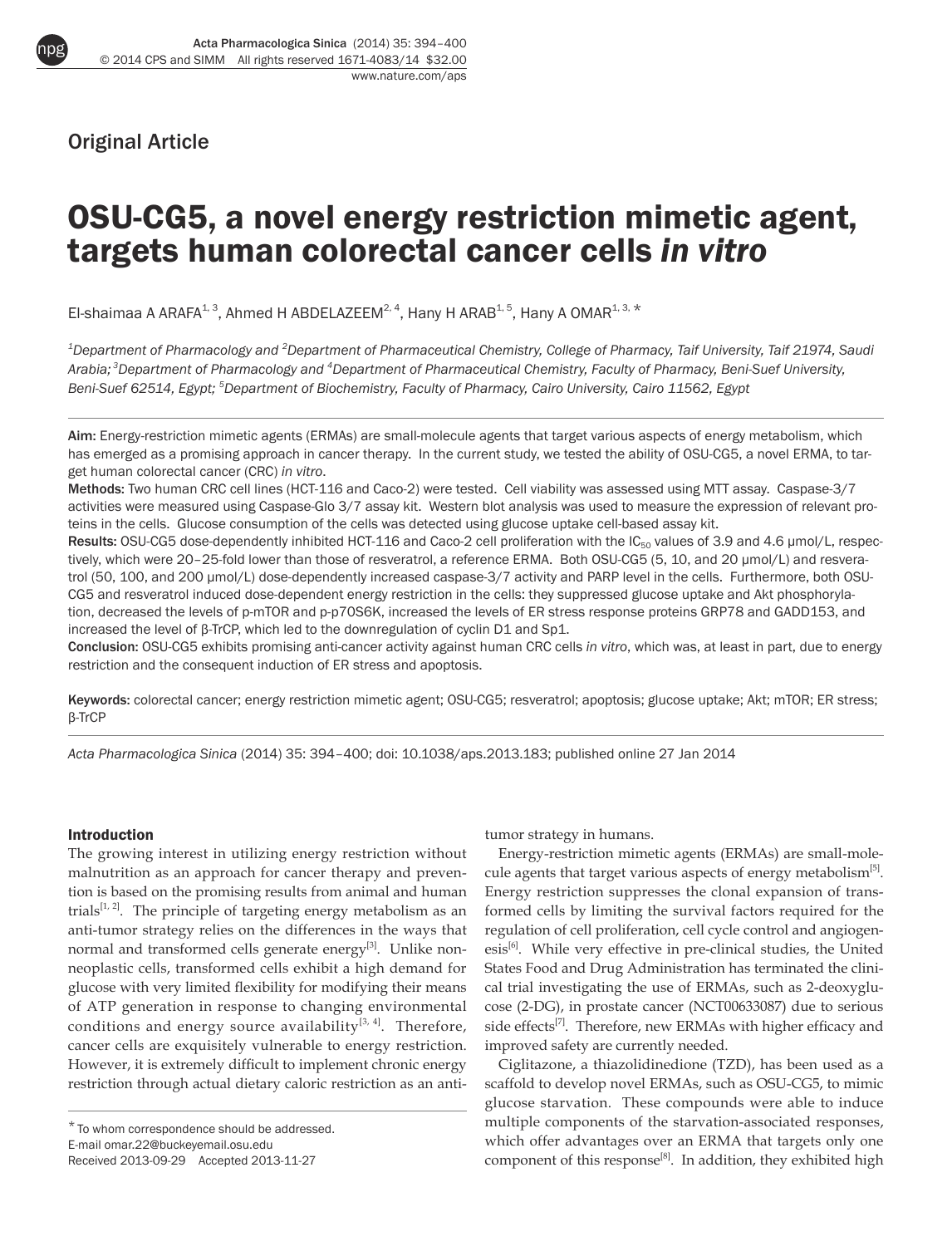Original Article

# OSU-CG5, a novel energy restriction mimetic agent, targets human colorectal cancer cells *in vitro*

El-shaimaa A ARAFA[1, 3], Ahmed H ABDELAZEEM[2, 4], Hany H ARAB[1, 5], Hany A OMAR[1, 3, *]

*[1]Department of Pharmacology and [2]Department of Pharmaceutical Chemistry, College of Pharmacy, Taif University, Taif 21974, Saudi Arabia; [3]Department of Pharmacology and [4]Department of Pharmaceutical Chemistry, Faculty of Pharmacy, Beni-Suef University, Beni-Suef 62514, Egypt; [5]Department of Biochemistry, Faculty of Pharmacy, Cairo University, Cairo 11562, Egypt*

**Aim:** Energy-restriction mimetic agents (ERMAs) are small-molecule agents that target various aspects of energy metabolism, which has emerged as a promising approach in cancer therapy. In the current study, we tested the ability of OSU-CG5, a novel ERMA, to target human colorectal cancer (CRC) *in vitro*.

**Methods:** Two human CRC cell lines (HCT-116 and Caco-2) were tested. Cell viability was assessed using MTT assay. Caspase-3/7 activities were measured using Caspase-Glo 3/7 assay kit. Western blot analysis was used to measure the expression of relevant proteins in the cells. Glucose consumption of the cells was detected using glucose uptake cell-based assay kit.

**Results:** OSU-CG5 dose-dependently inhibited HCT-116 and Caco-2 cell proliferation with the $IC_{50}$ values of 3.9 and 4.6 μmol/L, respectively, which were 20–25-fold lower than those of resveratrol, a reference ERMA. Both OSU-CG5 (5, 10, and 20 μmol/L) and resveratrol (50, 100, and 200 μmol/L) dose-dependently increased caspase-3/7 activity and PARP level in the cells. Furthermore, both OSU-CG5 and resveratrol induced dose-dependent energy restriction in the cells: they suppressed glucose uptake and Akt phosphorylation, decreased the levels of p-mTOR and p-p70S6K, increased the levels of ER stress response proteins GRP78 and GADD153, and increased the level of β-TrCP, which led to the downregulation of cyclin D1 and Sp1.

**Conclusion:** OSU-CG5 exhibits promising anti-cancer activity against human CRC cells *in vitro*, which was, at least in part, due to energy restriction and the consequent induction of ER stress and apoptosis.

**Keywords:** colorectal cancer; energy restriction mimetic agent; OSU-CG5; resveratrol; apoptosis; glucose uptake; Akt; mTOR; ER stress; β-TrCP

*Acta Pharmacologica Sinica* (2014) 35: 394–400; doi: 10.1038/aps.2013.183; published online 27 Jan 2014

## Introduction

The growing interest in utilizing energy restriction without malnutrition as an approach for cancer therapy and prevention is based on the promising results from animal and human trials[1, 2]. The principle of targeting energy metabolism as an anti-tumor strategy relies on the differences in the ways that normal and transformed cells generate energy[3]. Unlike non-neoplastic cells, transformed cells exhibit a high demand for glucose with very limited flexibility for modifying their means of ATP generation in response to changing environmental conditions and energy source availability[3, 4]. Therefore, cancer cells are exquisitely vulnerable to energy restriction. However, it is extremely difficult to implement chronic energy restriction through actual dietary caloric restriction as an anti-tumor strategy in humans.

Energy-restriction mimetic agents (ERMAs) are small-molecule agents that target various aspects of energy metabolism[5]. Energy restriction suppresses the clonal expansion of transformed cells by limiting the survival factors required for the regulation of cell proliferation, cell cycle control and angiogenesis[6]. While very effective in pre-clinical studies, the United States Food and Drug Administration has terminated the clinical trial investigating the use of ERMAs, such as 2-deoxyglucose (2-DG), in prostate cancer (NCT00633087) due to serious side effects[7]. Therefore, new ERMAs with higher efficacy and improved safety are currently needed.

Ciglitazone, a thiazolidinedione (TZD), has been used as a scaffold to develop novel ERMAs, such as OSU-CG5, to mimic glucose starvation. These compounds were able to induce multiple components of the starvation-associated responses, which offer advantages over an ERMA that targets only one component of this response[8]. In addition, they exhibited high

\* To whom correspondence should be addressed.
E-mail omar.22@buckeyemail.osu.edu
Received 2013-09-29 Accepted 2013-11-27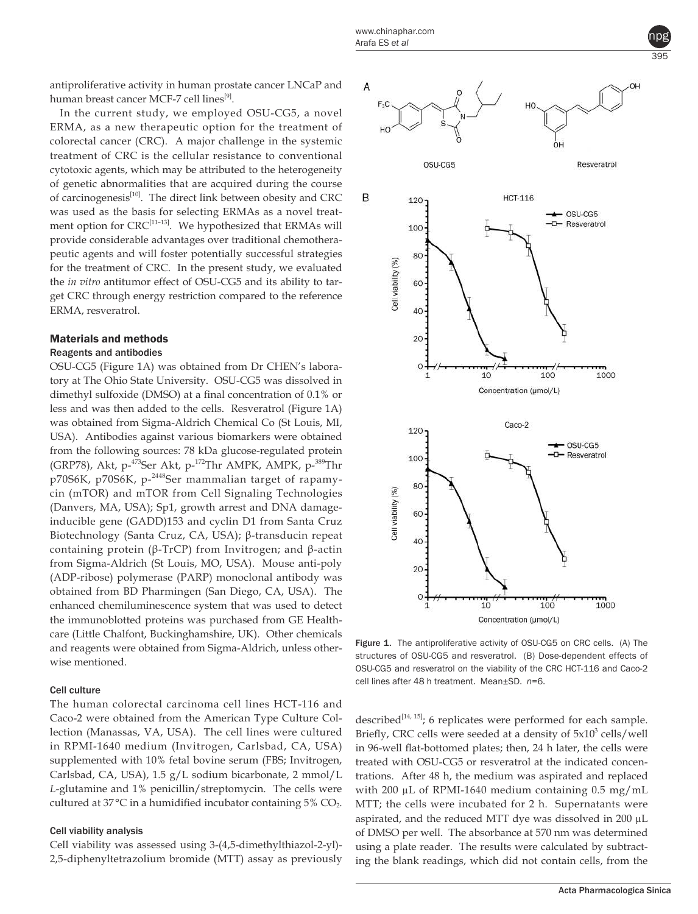antiproliferative activity in human prostate cancer LNCaP and human breast cancer MCF-7 cell lines[9].

In the current study, we employed OSU-CG5, a novel ERMA, as a new therapeutic option for the treatment of colorectal cancer (CRC). A major challenge in the systemic treatment of CRC is the cellular resistance to conventional cytotoxic agents, which may be attributed to the heterogeneity of genetic abnormalities that are acquired during the course of carcinogenesis[10]. The direct link between obesity and CRC was used as the basis for selecting ERMAs as a novel treatment option for CRC[11–13]. We hypothesized that ERMAs will provide considerable advantages over traditional chemotherapeutic agents and will foster potentially successful strategies for the treatment of CRC. In the present study, we evaluated the *in vitro* antitumor effect of OSU-CG5 and its ability to target CRC through energy restriction compared to the reference ERMA, resveratrol.

## Materials and methods

### Reagents and antibodies

OSU-CG5 (Figure 1A) was obtained from Dr CHEN's laboratory at The Ohio State University. OSU-CG5 was dissolved in dimethyl sulfoxide (DMSO) at a final concentration of 0.1% or less and was then added to the cells. Resveratrol (Figure 1A) was obtained from Sigma-Aldrich Chemical Co (St Louis, MI, USA). Antibodies against various biomarkers were obtained from the following sources: 78 kDa glucose-regulated protein (GRP78), Akt, p-$^{473}$Ser Akt, p-$^{172}$Thr AMPK, AMPK, p-$^{389}$Thr p70S6K, p70S6K, p-$^{2448}$Ser mammalian target of rapamycin (mTOR) and mTOR from Cell Signaling Technologies (Danvers, MA, USA); Sp1, growth arrest and DNA damage-inducible gene (GADD)153 and cyclin D1 from Santa Cruz Biotechnology (Santa Cruz, CA, USA); β-transducin repeat containing protein (β-TrCP) from Invitrogen; and β-actin from Sigma-Aldrich (St Louis, MO, USA). Mouse anti-poly (ADP-ribose) polymerase (PARP) monoclonal antibody was obtained from BD Pharmingen (San Diego, CA, USA). The enhanced chemiluminescence system that was used to detect the immunoblotted proteins was purchased from GE Healthcare (Little Chalfont, Buckinghamshire, UK). Other chemicals and reagents were obtained from Sigma-Aldrich, unless otherwise mentioned.

### Cell culture

The human colorectal carcinoma cell lines HCT-116 and Caco-2 were obtained from the American Type Culture Collection (Manassas, VA, USA). The cell lines were cultured in RPMI-1640 medium (Invitrogen, Carlsbad, CA, USA) supplemented with 10% fetal bovine serum (FBS; Invitrogen, Carlsbad, CA, USA), 1.5 g/L sodium bicarbonate, 2 mmol/L *L*-glutamine and 1% penicillin/streptomycin. The cells were cultured at 37 °C in a humidified incubator containing 5% $CO_2$.

### Cell viability analysis

Cell viability was assessed using 3-(4,5-dimethylthiazol-2-yl)-2,5-diphenyltetrazolium bromide (MTT) assay as previously described[14, 15]; 6 replicates were performed for each sample. Briefly, CRC cells were seeded at a density of $5\times10^3$ cells/well in 96-well flat-bottomed plates; then, 24 h later, the cells were treated with OSU-CG5 or resveratrol at the indicated concentrations. After 48 h, the medium was aspirated and replaced with 200 μL of RPMI-1640 medium containing 0.5 mg/mL MTT; the cells were incubated for 2 h. Supernatants were aspirated, and the reduced MTT dye was dissolved in 200 μL of DMSO per well. The absorbance at 570 nm was determined using a plate reader. The results were calculated by subtracting the blank readings, which did not contain cells, from the

Figure 1. The antiproliferative activity of OSU-CG5 on CRC cells. (A) The structures of OSU-CG5 and resveratrol. (B) Dose-dependent effects of OSU-CG5 and resveratrol on the viability of the CRC HCT-116 and Caco-2 cell lines after 48 h treatment. Mean±SD. *n*=6.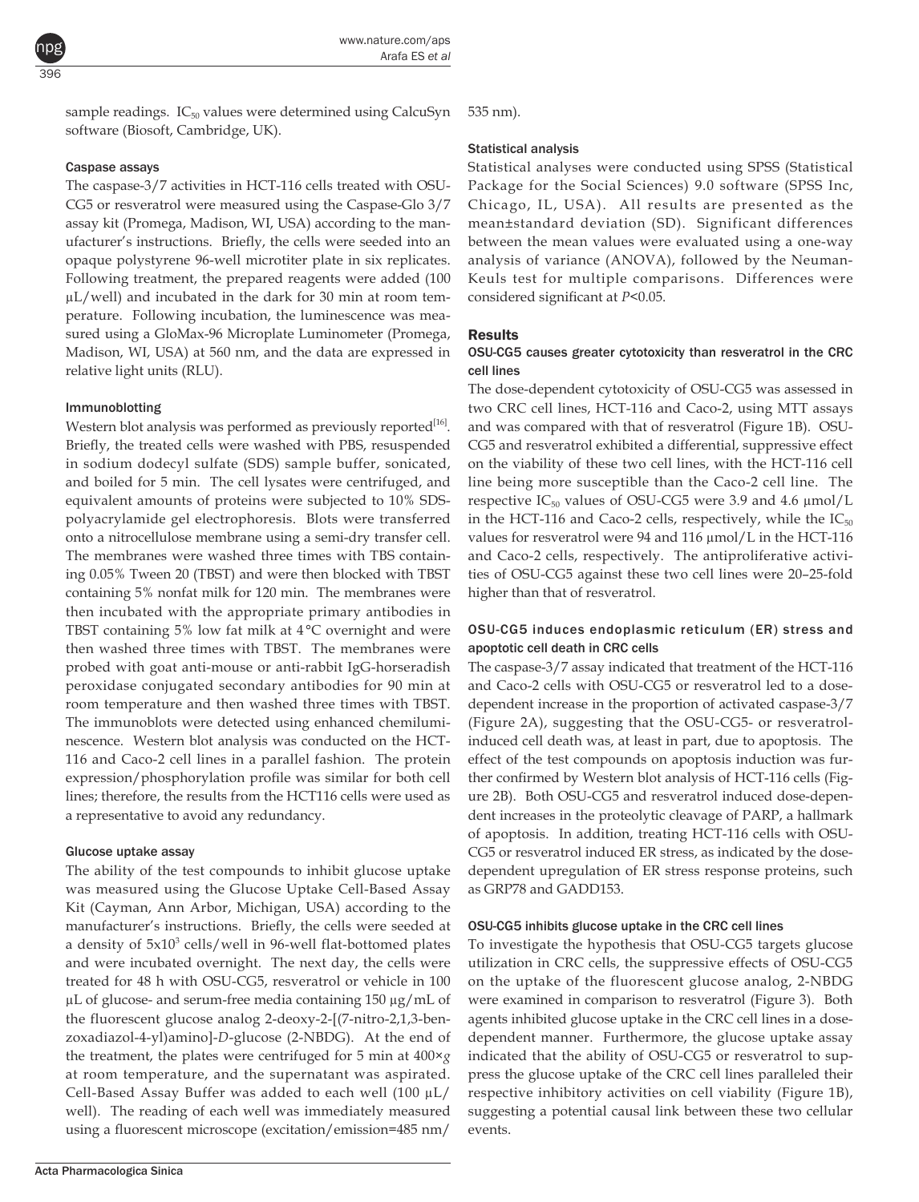sample readings. $IC_{50}$ values were determined using CalcuSyn software (Biosoft, Cambridge, UK).

#### Caspase assays

The caspase-3/7 activities in HCT-116 cells treated with OSU-CG5 or resveratrol were measured using the Caspase-Glo 3/7 assay kit (Promega, Madison, WI, USA) according to the manufacturer's instructions. Briefly, the cells were seeded into an opaque polystyrene 96-well microtiter plate in six replicates. Following treatment, the prepared reagents were added (100 μL/well) and incubated in the dark for 30 min at room temperature. Following incubation, the luminescence was measured using a GloMax-96 Microplate Luminometer (Promega, Madison, WI, USA) at 560 nm, and the data are expressed in relative light units (RLU).

#### Immunoblotting

Western blot analysis was performed as previously reported[16]. Briefly, the treated cells were washed with PBS, resuspended in sodium dodecyl sulfate (SDS) sample buffer, sonicated, and boiled for 5 min. The cell lysates were centrifuged, and equivalent amounts of proteins were subjected to 10% SDS-polyacrylamide gel electrophoresis. Blots were transferred onto a nitrocellulose membrane using a semi-dry transfer cell. The membranes were washed three times with TBS containing 0.05% Tween 20 (TBST) and were then blocked with TBST containing 5% nonfat milk for 120 min. The membranes were then incubated with the appropriate primary antibodies in TBST containing 5% low fat milk at 4 °C overnight and were then washed three times with TBST. The membranes were probed with goat anti-mouse or anti-rabbit IgG-horseradish peroxidase conjugated secondary antibodies for 90 min at room temperature and then washed three times with TBST. The immunoblots were detected using enhanced chemiluminescence. Western blot analysis was conducted on the HCT-116 and Caco-2 cell lines in a parallel fashion. The protein expression/phosphorylation profile was similar for both cell lines; therefore, the results from the HCT116 cells were used as a representative to avoid any redundancy.

#### Glucose uptake assay

The ability of the test compounds to inhibit glucose uptake was measured using the Glucose Uptake Cell-Based Assay Kit (Cayman, Ann Arbor, Michigan, USA) according to the manufacturer's instructions. Briefly, the cells were seeded at a density of $5 \times 10^3$ cells/well in 96-well flat-bottomed plates and were incubated overnight. The next day, the cells were treated for 48 h with OSU-CG5, resveratrol or vehicle in 100 μL of glucose- and serum-free media containing 150 μg/mL of the fluorescent glucose analog 2-deoxy-2-[(7-nitro-2,1,3-benzoxadiazol-4-yl)amino]-*D*-glucose (2-NBDG). At the end of the treatment, the plates were centrifuged for 5 min at 400×*g* at room temperature, and the supernatant was aspirated. Cell-Based Assay Buffer was added to each well (100 μL/well). The reading of each well was immediately measured using a fluorescent microscope (excitation/emission=485 nm/535 nm).

#### Statistical analysis

Statistical analyses were conducted using SPSS (Statistical Package for the Social Sciences) 9.0 software (SPSS Inc, Chicago, IL, USA). All results are presented as the mean±standard deviation (SD). Significant differences between the mean values were evaluated using a one-way analysis of variance (ANOVA), followed by the Neuman-Keuls test for multiple comparisons. Differences were considered significant at $P<0.05$.

## Results

#### OSU-CG5 causes greater cytotoxicity than resveratrol in the CRC cell lines

The dose-dependent cytotoxicity of OSU-CG5 was assessed in two CRC cell lines, HCT-116 and Caco-2, using MTT assays and was compared with that of resveratrol (Figure 1B). OSU-CG5 and resveratrol exhibited a differential, suppressive effect on the viability of these two cell lines, with the HCT-116 cell line being more susceptible than the Caco-2 cell line. The respective $IC_{50}$ values of OSU-CG5 were 3.9 and 4.6 μmol/L in the HCT-116 and Caco-2 cells, respectively, while the $IC_{50}$ values for resveratrol were 94 and 116 μmol/L in the HCT-116 and Caco-2 cells, respectively. The antiproliferative activities of OSU-CG5 against these two cell lines were 20–25-fold higher than that of resveratrol.

#### OSU-CG5 induces endoplasmic reticulum (ER) stress and apoptotic cell death in CRC cells

The caspase-3/7 assay indicated that treatment of the HCT-116 and Caco-2 cells with OSU-CG5 or resveratrol led to a dose-dependent increase in the proportion of activated caspase-3/7 (Figure 2A), suggesting that the OSU-CG5- or resveratrol-induced cell death was, at least in part, due to apoptosis. The effect of the test compounds on apoptosis induction was further confirmed by Western blot analysis of HCT-116 cells (Figure 2B). Both OSU-CG5 and resveratrol induced dose-dependent increases in the proteolytic cleavage of PARP, a hallmark of apoptosis. In addition, treating HCT-116 cells with OSU-CG5 or resveratrol induced ER stress, as indicated by the dose-dependent upregulation of ER stress response proteins, such as GRP78 and GADD153.

#### OSU-CG5 inhibits glucose uptake in the CRC cell lines

To investigate the hypothesis that OSU-CG5 targets glucose utilization in CRC cells, the suppressive effects of OSU-CG5 on the uptake of the fluorescent glucose analog, 2-NBDG were examined in comparison to resveratrol (Figure 3). Both agents inhibited glucose uptake in the CRC cell lines in a dose-dependent manner. Furthermore, the glucose uptake assay indicated that the ability of OSU-CG5 or resveratrol to suppress the glucose uptake of the CRC cell lines paralleled their respective inhibitory activities on cell viability (Figure 1B), suggesting a potential causal link between these two cellular events.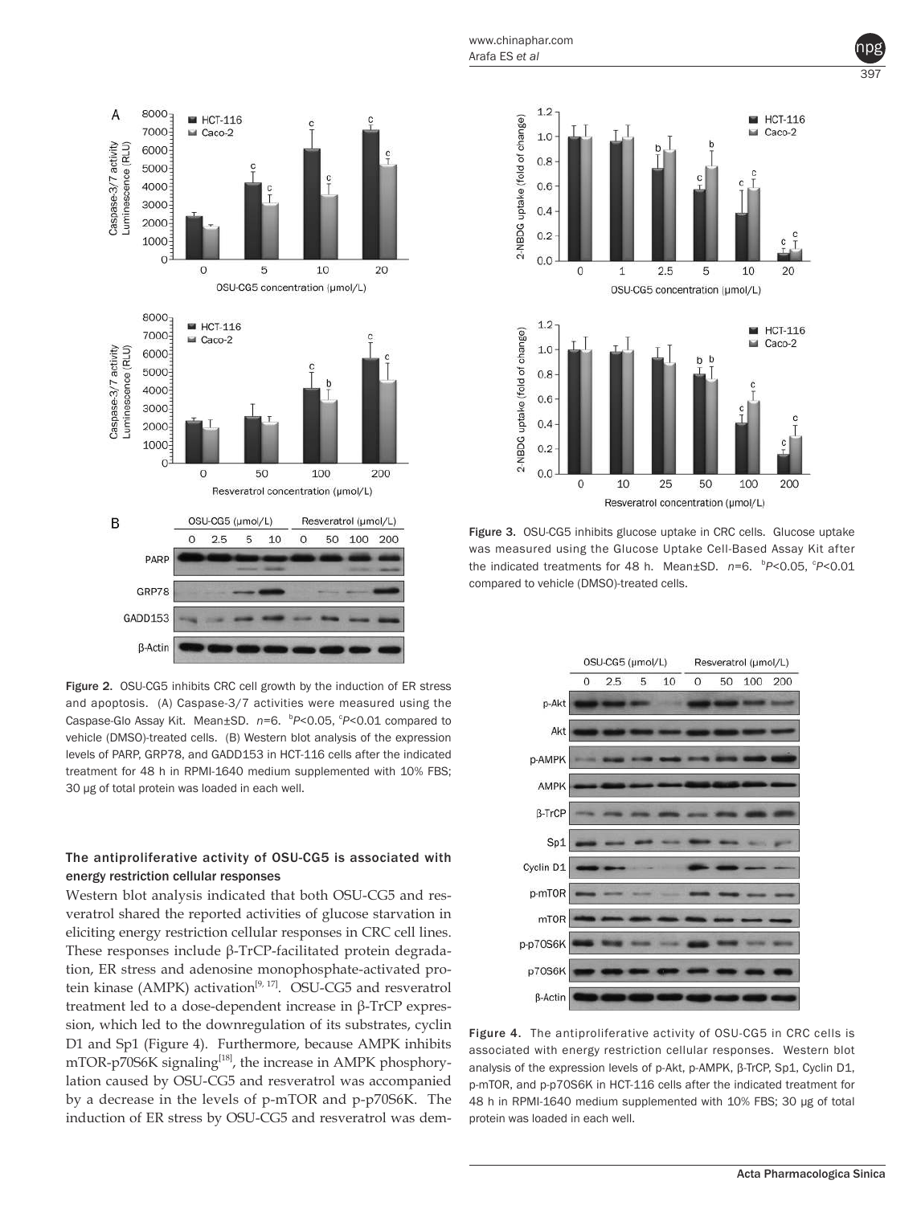Figure 2. OSU-CG5 inhibits CRC cell growth by the induction of ER stress and apoptosis. (A) Caspase-3/7 activities were measured using the Caspase-Glo Assay Kit. Mean±SD. *n*=6. [b]*P*<0.05, [c]*P*<0.01 compared to vehicle (DMSO)-treated cells. (B) Western blot analysis of the expression levels of PARP, GRP78, and GADD153 in HCT-116 cells after the indicated treatment for 48 h in RPMI-1640 medium supplemented with 10% FBS; 30 μg of total protein was loaded in each well.

Figure 3. OSU-CG5 inhibits glucose uptake in CRC cells. Glucose uptake was measured using the Glucose Uptake Cell-Based Assay Kit after the indicated treatments for 48 h. Mean±SD. *n*=6. [b]*P*<0.05, [c]*P*<0.01 compared to vehicle (DMSO)-treated cells.

### The antiproliferative activity of OSU-CG5 is associated with energy restriction cellular responses

Western blot analysis indicated that both OSU-CG5 and resveratrol shared the reported activities of glucose starvation in eliciting energy restriction cellular responses in CRC cell lines. These responses include β-TrCP-facilitated protein degradation, ER stress and adenosine monophosphate-activated protein kinase (AMPK) activation[9, 17]. OSU-CG5 and resveratrol treatment led to a dose-dependent increase in β-TrCP expression, which led to the downregulation of its substrates, cyclin D1 and Sp1 (Figure 4). Furthermore, because AMPK inhibits mTOR-p70S6K signaling[18], the increase in AMPK phosphorylation caused by OSU-CG5 and resveratrol was accompanied by a decrease in the levels of p-mTOR and p-p70S6K. The induction of ER stress by OSU-CG5 and resveratrol was dem-

Figure 4. The antiproliferative activity of OSU-CG5 in CRC cells is associated with energy restriction cellular responses. Western blot analysis of the expression levels of p-Akt, p-AMPK, β-TrCP, Sp1, Cyclin D1, p-mTOR, and p-p70S6K in HCT-116 cells after the indicated treatment for 48 h in RPMI-1640 medium supplemented with 10% FBS; 30 μg of total protein was loaded in each well.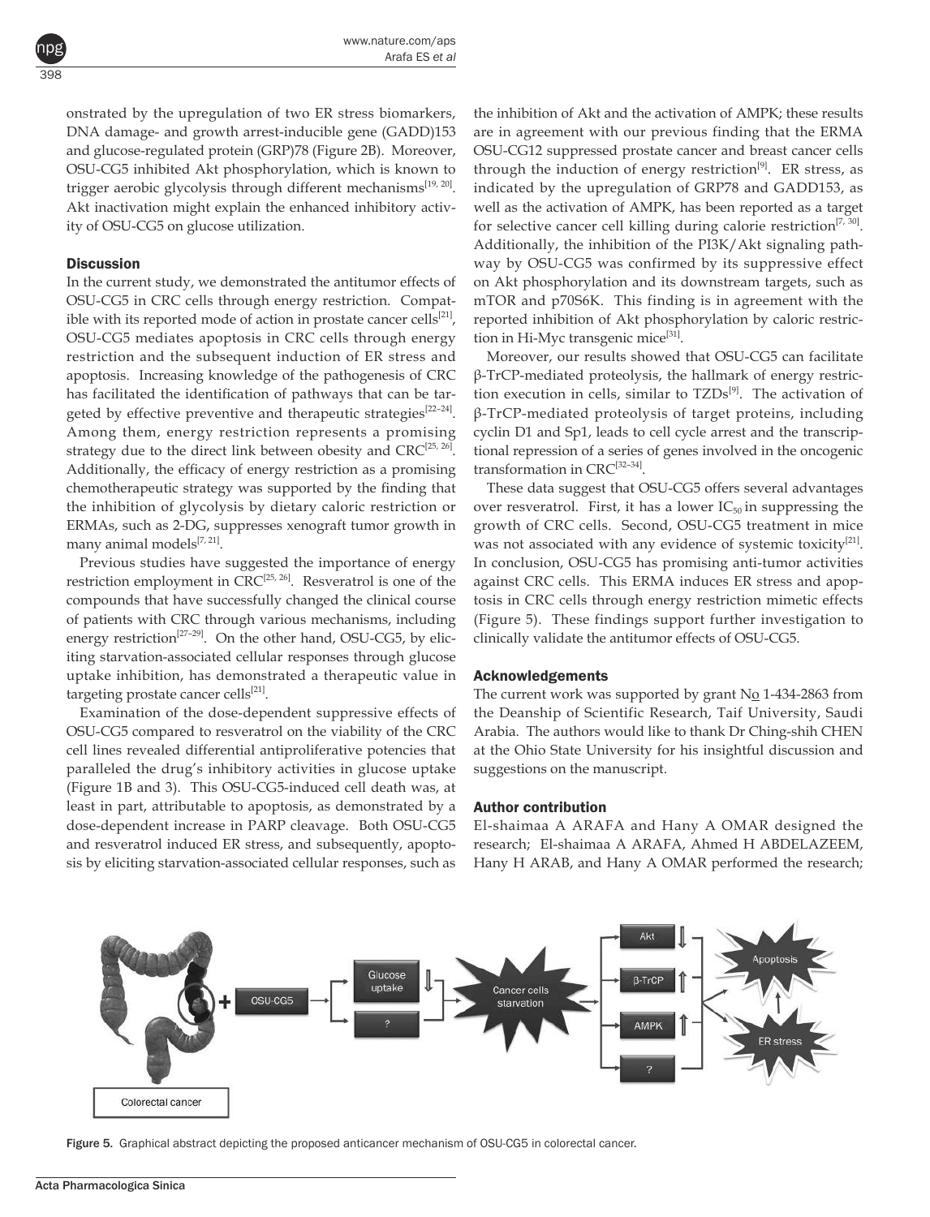onstrated by the upregulation of two ER stress biomarkers, DNA damage- and growth arrest-inducible gene (GADD)153 and glucose-regulated protein (GRP)78 (Figure 2B). Moreover, OSU-CG5 inhibited Akt phosphorylation, which is known to trigger aerobic glycolysis through different mechanisms[19, 20]. Akt inactivation might explain the enhanced inhibitory activity of OSU-CG5 on glucose utilization.

## Discussion

In the current study, we demonstrated the antitumor effects of OSU-CG5 in CRC cells through energy restriction. Compatible with its reported mode of action in prostate cancer cells[21], OSU-CG5 mediates apoptosis in CRC cells through energy restriction and the subsequent induction of ER stress and apoptosis. Increasing knowledge of the pathogenesis of CRC has facilitated the identification of pathways that can be targeted by effective preventive and therapeutic strategies[22–24]. Among them, energy restriction represents a promising strategy due to the direct link between obesity and CRC[25, 26]. Additionally, the efficacy of energy restriction as a promising chemotherapeutic strategy was supported by the finding that the inhibition of glycolysis by dietary caloric restriction or ERMAs, such as 2-DG, suppresses xenograft tumor growth in many animal models[7, 21].

Previous studies have suggested the importance of energy restriction employment in CRC[25, 26]. Resveratrol is one of the compounds that have successfully changed the clinical course of patients with CRC through various mechanisms, including energy restriction[27–29]. On the other hand, OSU-CG5, by eliciting starvation-associated cellular responses through glucose uptake inhibition, has demonstrated a therapeutic value in targeting prostate cancer cells[21].

Examination of the dose-dependent suppressive effects of OSU-CG5 compared to resveratrol on the viability of the CRC cell lines revealed differential antiproliferative potencies that paralleled the drug's inhibitory activities in glucose uptake (Figure 1B and 3). This OSU-CG5-induced cell death was, at least in part, attributable to apoptosis, as demonstrated by a dose-dependent increase in PARP cleavage. Both OSU-CG5 and resveratrol induced ER stress, and subsequently, apoptosis by eliciting starvation-associated cellular responses, such as the inhibition of Akt and the activation of AMPK; these results are in agreement with our previous finding that the ERMA OSU-CG12 suppressed prostate cancer and breast cancer cells through the induction of energy restriction[9]. ER stress, as indicated by the upregulation of GRP78 and GADD153, as well as the activation of AMPK, has been reported as a target for selective cancer cell killing during calorie restriction[7, 30]. Additionally, the inhibition of the PI3K/Akt signaling pathway by OSU-CG5 was confirmed by its suppressive effect on Akt phosphorylation and its downstream targets, such as mTOR and p70S6K. This finding is in agreement with the reported inhibition of Akt phosphorylation by caloric restriction in Hi-Myc transgenic mice[31].

Moreover, our results showed that OSU-CG5 can facilitate β-TrCP-mediated proteolysis, the hallmark of energy restriction execution in cells, similar to TZDs[9]. The activation of β-TrCP-mediated proteolysis of target proteins, including cyclin D1 and Sp1, leads to cell cycle arrest and the transcriptional repression of a series of genes involved in the oncogenic transformation in CRC[32–34].

These data suggest that OSU-CG5 offers several advantages over resveratrol. First, it has a lower $IC_{50}$ in suppressing the growth of CRC cells. Second, OSU-CG5 treatment in mice was not associated with any evidence of systemic toxicity[21]. In conclusion, OSU-CG5 has promising anti-tumor activities against CRC cells. This ERMA induces ER stress and apoptosis in CRC cells through energy restriction mimetic effects (Figure 5). These findings support further investigation to clinically validate the antitumor effects of OSU-CG5.

## Acknowledgements

The current work was supported by grant No 1-434-2863 from the Deanship of Scientific Research, Taif University, Saudi Arabia. The authors would like to thank Dr Ching-shih CHEN at the Ohio State University for his insightful discussion and suggestions on the manuscript.

## Author contribution

El-shaimaa A ARAFA and Hany A OMAR designed the research; El-shaimaa A ARAFA, Ahmed H ABDELAZEEM, Hany H ARAB, and Hany A OMAR performed the research;

Figure 5. Graphical abstract depicting the proposed anticancer mechanism of OSU-CG5 in colorectal cancer.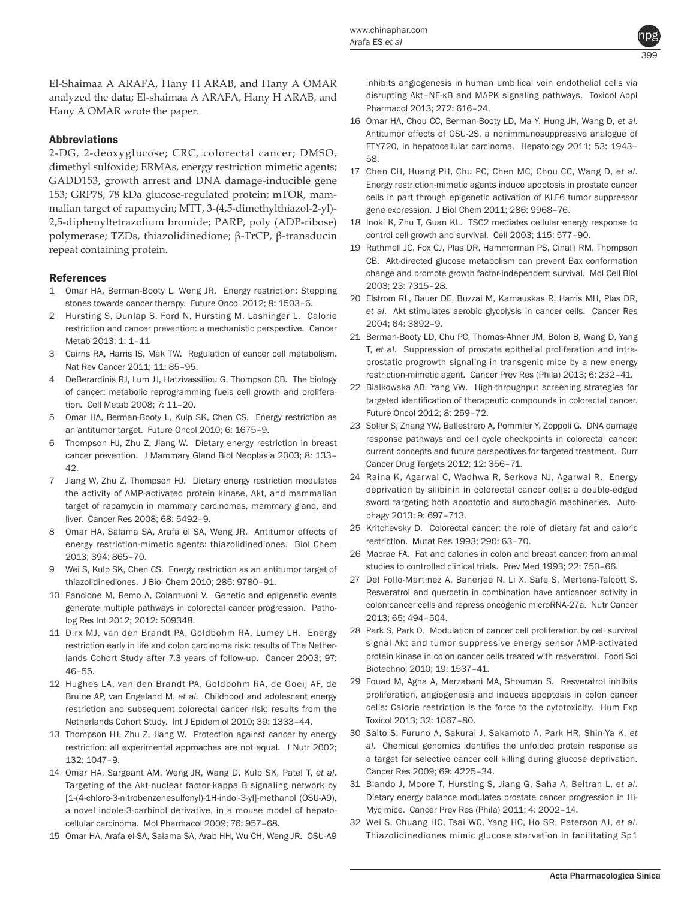El-Shaimaa A ARAFA, Hany H ARAB, and Hany A OMAR analyzed the data; El-shaimaa A ARAFA, Hany H ARAB, and Hany A OMAR wrote the paper.

## Abbreviations

2-DG, 2-deoxyglucose; CRC, colorectal cancer; DMSO, dimethyl sulfoxide; ERMAs, energy restriction mimetic agents; GADD153, growth arrest and DNA damage-inducible gene 153; GRP78, 78 kDa glucose-regulated protein; mTOR, mammalian target of rapamycin; MTT, 3-(4,5-dimethylthiazol-2-yl)-2,5-diphenyltetrazolium bromide; PARP, poly (ADP-ribose) polymerase; TZDs, thiazolidinedione; β-TrCP, β-transducin repeat containing protein.

## References

1. Omar HA, Berman-Booty L, Weng JR. Energy restriction: Stepping stones towards cancer therapy. Future Oncol 2012; 8: 1503–6.
2. Hursting S, Dunlap S, Ford N, Hursting M, Lashinger L. Calorie restriction and cancer prevention: a mechanistic perspective. Cancer Metab 2013; 1: 1–11
3. Cairns RA, Harris IS, Mak TW. Regulation of cancer cell metabolism. Nat Rev Cancer 2011; 11: 85–95.
4. DeBerardinis RJ, Lum JJ, Hatzivassiliou G, Thompson CB. The biology of cancer: metabolic reprogramming fuels cell growth and proliferation. Cell Metab 2008; 7: 11–20.
5. Omar HA, Berman-Booty L, Kulp SK, Chen CS. Energy restriction as an antitumor target. Future Oncol 2010; 6: 1675–9.
6. Thompson HJ, Zhu Z, Jiang W. Dietary energy restriction in breast cancer prevention. J Mammary Gland Biol Neoplasia 2003; 8: 133–42.
7. Jiang W, Zhu Z, Thompson HJ. Dietary energy restriction modulates the activity of AMP-activated protein kinase, Akt, and mammalian target of rapamycin in mammary carcinomas, mammary gland, and liver. Cancer Res 2008; 68: 5492–9.
8. Omar HA, Salama SA, Arafa el SA, Weng JR. Antitumor effects of energy restriction-mimetic agents: thiazolidinediones. Biol Chem 2013; 394: 865–70.
9. Wei S, Kulp SK, Chen CS. Energy restriction as an antitumor target of thiazolidinediones. J Biol Chem 2010; 285: 9780–91.
10. Pancione M, Remo A, Colantuoni V. Genetic and epigenetic events generate multiple pathways in colorectal cancer progression. Patholog Res Int 2012; 2012: 509348.
11. Dirx MJ, van den Brandt PA, Goldbohm RA, Lumey LH. Energy restriction early in life and colon carcinoma risk: results of The Netherlands Cohort Study after 7.3 years of follow-up. Cancer 2003; 97: 46–55.
12. Hughes LA, van den Brandt PA, Goldbohm RA, de Goeij AF, de Bruine AP, van Engeland M, *et al*. Childhood and adolescent energy restriction and subsequent colorectal cancer risk: results from the Netherlands Cohort Study. Int J Epidemiol 2010; 39: 1333–44.
13. Thompson HJ, Zhu Z, Jiang W. Protection against cancer by energy restriction: all experimental approaches are not equal. J Nutr 2002; 132: 1047–9.
14. Omar HA, Sargeant AM, Weng JR, Wang D, Kulp SK, Patel T, *et al*. Targeting of the Akt-nuclear factor-kappa B signaling network by [1-(4-chloro-3-nitrobenzenesulfonyl)-1H-indol-3-yl]-methanol (OSU-A9), a novel indole-3-carbinol derivative, in a mouse model of hepatocellular carcinoma. Mol Pharmacol 2009; 76: 957–68.
15. Omar HA, Arafa el-SA, Salama SA, Arab HH, Wu CH, Weng JR. OSU-A9 inhibits angiogenesis in human umbilical vein endothelial cells via disrupting Akt–NF-κB and MAPK signaling pathways. Toxicol Appl Pharmacol 2013; 272: 616–24.
16. Omar HA, Chou CC, Berman-Booty LD, Ma Y, Hung JH, Wang D, *et al*. Antitumor effects of OSU-2S, a nonimmunosuppressive analogue of FTY720, in hepatocellular carcinoma. Hepatology 2011; 53: 1943–58.
17. Chen CH, Huang PH, Chu PC, Chen MC, Chou CC, Wang D, *et al*. Energy restriction-mimetic agents induce apoptosis in prostate cancer cells in part through epigenetic activation of KLF6 tumor suppressor gene expression. J Biol Chem 2011; 286: 9968–76.
18. Inoki K, Zhu T, Guan KL. TSC2 mediates cellular energy response to control cell growth and survival. Cell 2003; 115: 577–90.
19. Rathmell JC, Fox CJ, Plas DR, Hammerman PS, Cinalli RM, Thompson CB. Akt-directed glucose metabolism can prevent Bax conformation change and promote growth factor-independent survival. Mol Cell Biol 2003; 23: 7315–28.
20. Elstrom RL, Bauer DE, Buzzai M, Karnauskas R, Harris MH, Plas DR, *et al*. Akt stimulates aerobic glycolysis in cancer cells. Cancer Res 2004; 64: 3892–9.
21. Berman-Booty LD, Chu PC, Thomas-Ahner JM, Bolon B, Wang D, Yang T, *et al*. Suppression of prostate epithelial proliferation and intraprostatic progrowth signaling in transgenic mice by a new energy restriction-mimetic agent. Cancer Prev Res (Phila) 2013; 6: 232–41.
22. Bialkowska AB, Yang VW. High-throughput screening strategies for targeted identification of therapeutic compounds in colorectal cancer. Future Oncol 2012; 8: 259–72.
23. Solier S, Zhang YW, Ballestrero A, Pommier Y, Zoppoli G. DNA damage response pathways and cell cycle checkpoints in colorectal cancer: current concepts and future perspectives for targeted treatment. Curr Cancer Drug Targets 2012; 12: 356–71.
24. Raina K, Agarwal C, Wadhwa R, Serkova NJ, Agarwal R. Energy deprivation by silibinin in colorectal cancer cells: a double-edged sword targeting both apoptotic and autophagic machineries. Autophagy 2013; 9: 697–713.
25. Kritchevsky D. Colorectal cancer: the role of dietary fat and caloric restriction. Mutat Res 1993; 290: 63–70.
26. Macrae FA. Fat and calories in colon and breast cancer: from animal studies to controlled clinical trials. Prev Med 1993; 22: 750–66.
27. Del Follo-Martinez A, Banerjee N, Li X, Safe S, Mertens-Talcott S. Resveratrol and quercetin in combination have anticancer activity in colon cancer cells and repress oncogenic microRNA-27a. Nutr Cancer 2013; 65: 494–504.
28. Park S, Park O. Modulation of cancer cell proliferation by cell survival signal Akt and tumor suppressive energy sensor AMP-activated protein kinase in colon cancer cells treated with resveratrol. Food Sci Biotechnol 2010; 19: 1537–41.
29. Fouad M, Agha A, Merzabani MA, Shouman S. Resveratrol inhibits proliferation, angiogenesis and induces apoptosis in colon cancer cells: Calorie restriction is the force to the cytotoxicity. Hum Exp Toxicol 2013; 32: 1067–80.
30. Saito S, Furuno A, Sakurai J, Sakamoto A, Park HR, Shin-Ya K, *et al*. Chemical genomics identifies the unfolded protein response as a target for selective cancer cell killing during glucose deprivation. Cancer Res 2009; 69: 4225–34.
31. Blando J, Moore T, Hursting S, Jiang G, Saha A, Beltran L, *et al*. Dietary energy balance modulates prostate cancer progression in Hi-Myc mice. Cancer Prev Res (Phila) 2011; 4: 2002–14.
32. Wei S, Chuang HC, Tsai WC, Yang HC, Ho SR, Paterson AJ, *et al*. Thiazolidinediones mimic glucose starvation in facilitating Sp1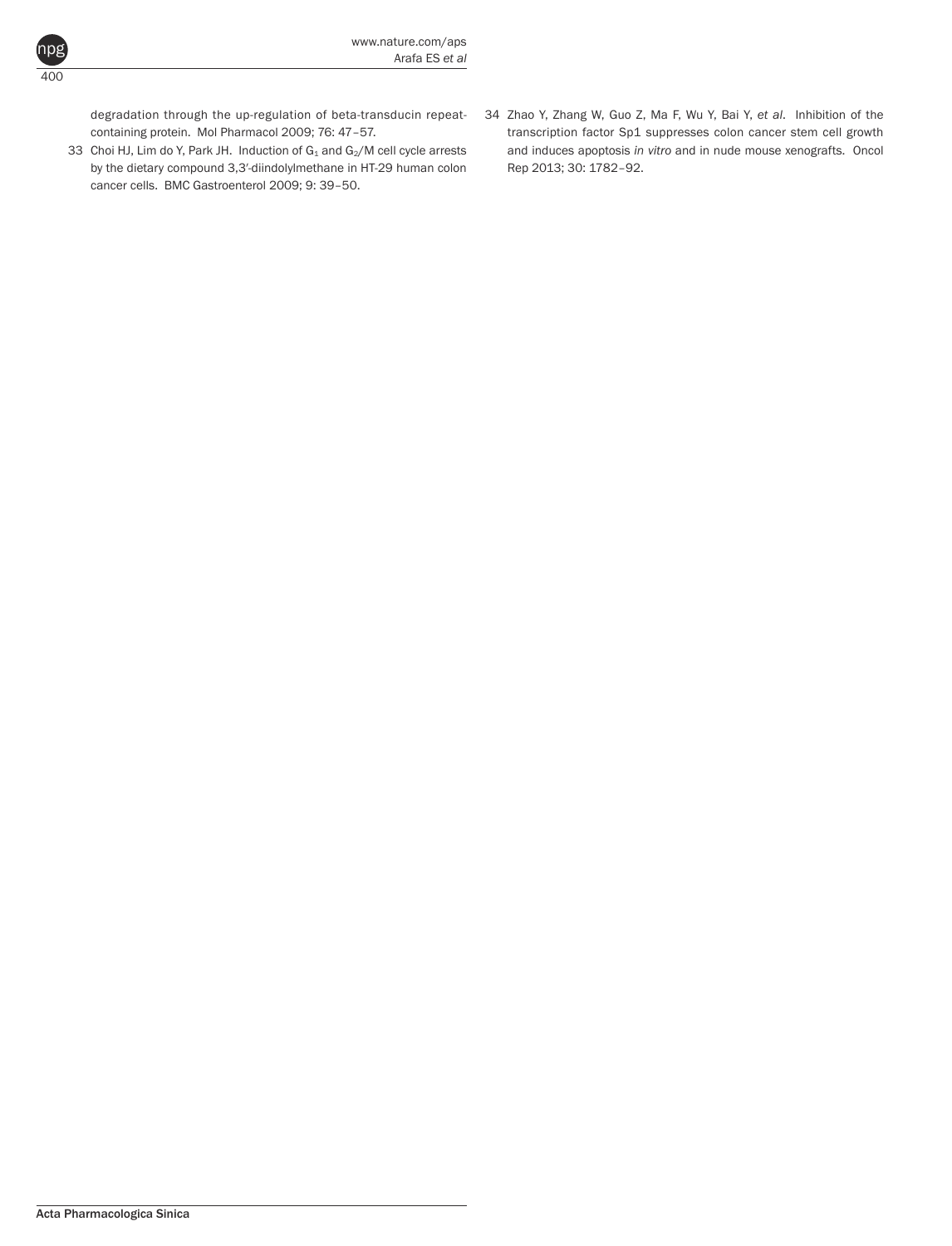degradation through the up-regulation of beta-transducin repeat-containing protein. Mol Pharmacol 2009; 76: 47–57.

33 Choi HJ, Lim do Y, Park JH. Induction of $G_1$ and $G_2$/M cell cycle arrests by the dietary compound 3,3′-diindolylmethane in HT-29 human colon cancer cells. BMC Gastroenterol 2009; 9: 39–50.

34 Zhao Y, Zhang W, Guo Z, Ma F, Wu Y, Bai Y, *et al*. Inhibition of the transcription factor Sp1 suppresses colon cancer stem cell growth and induces apoptosis *in vitro* and in nude mouse xenografts. Oncol Rep 2013; 30: 1782–92.